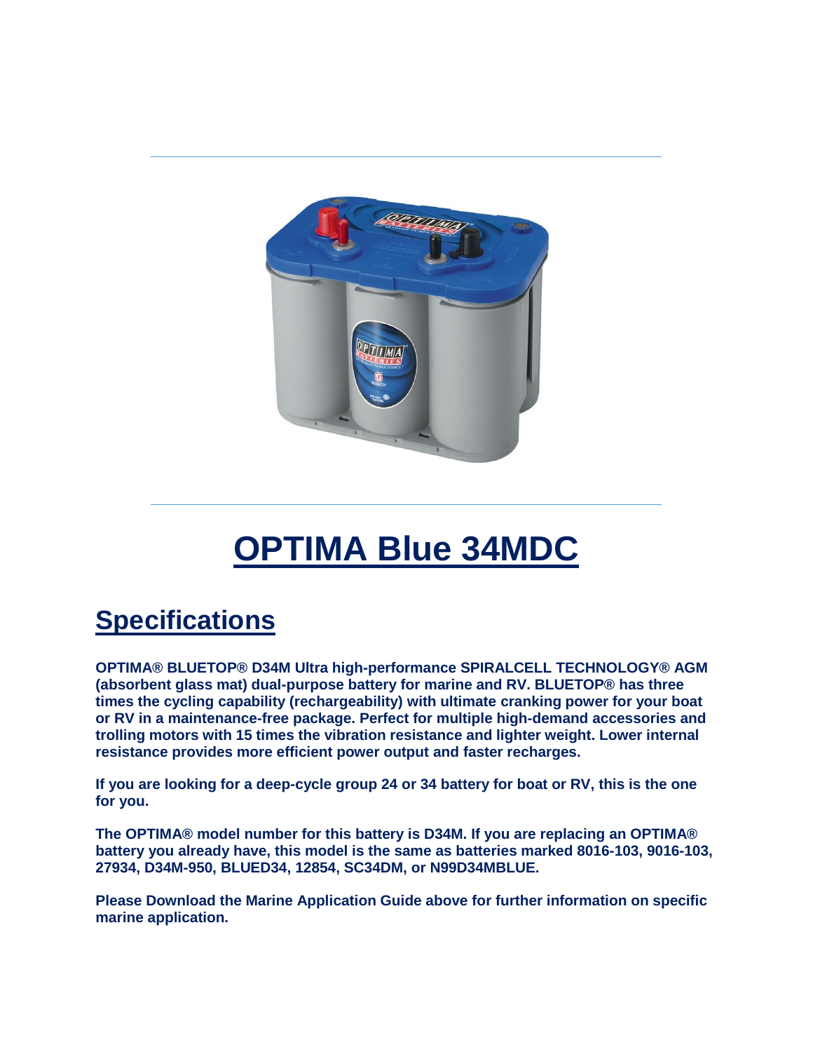# OPTIMA Blue 34MDC

## Specifications

**OPTIMA® BLUETOP® D34M Ultra high-performance SPIRALCELL TECHNOLOGY® AGM (absorbent glass mat) dual-purpose battery for marine and RV. BLUETOP® has three times the cycling capability (rechargeability) with ultimate cranking power for your boat or RV in a maintenance-free package. Perfect for multiple high-demand accessories and trolling motors with 15 times the vibration resistance and lighter weight. Lower internal resistance provides more efficient power output and faster recharges.**

**If you are looking for a deep-cycle group 24 or 34 battery for boat or RV, this is the one for you.**

**The OPTIMA® model number for this battery is D34M. If you are replacing an OPTIMA® battery you already have, this model is the same as batteries marked 8016-103, 9016-103, 27934, D34M-950, BLUED34, 12854, SC34DM, or N99D34MBLUE.**

**Please Download the Marine Application Guide above for further information on specific marine application.**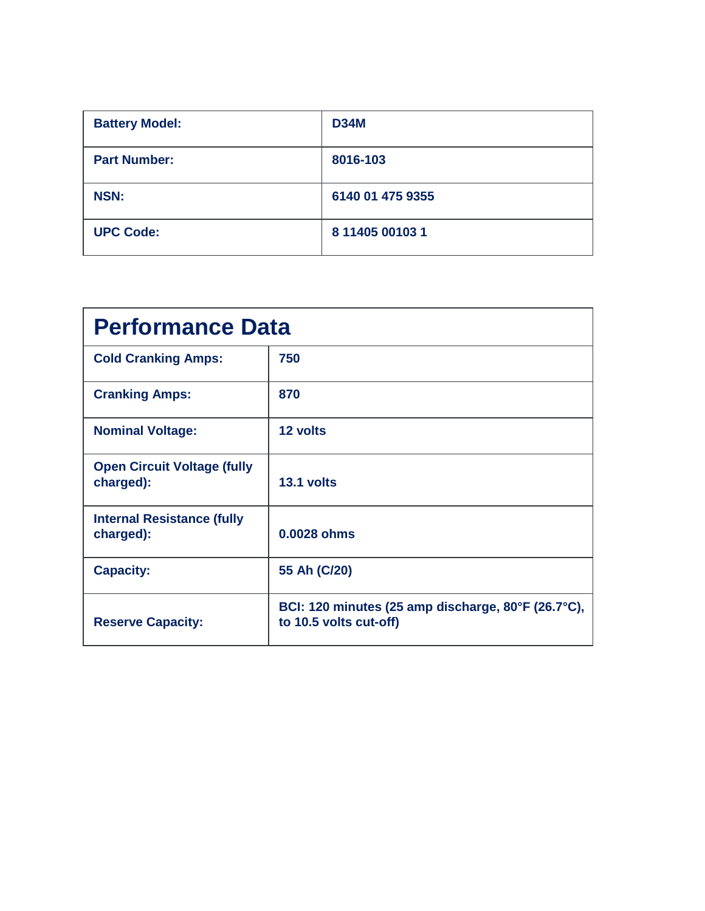| Battery Model: | D34M |
| --- | --- |
| Part Number: | 8016-103 |
| NSN: | 6140 01 475 9355 |
| UPC Code: | 8 11405 00103 1 |

| Performance Data | |
| --- | --- |
| Cold Cranking Amps: | 750 |
| Cranking Amps: | 870 |
| Nominal Voltage: | 12 volts |
| Open Circuit Voltage (fully charged): | 13.1 volts |
| Internal Resistance (fully charged): | 0.0028 ohms |
| Capacity: | 55 Ah (C/20) |
| Reserve Capacity: | BCI: 120 minutes (25 amp discharge, 80°F (26.7°C), to 10.5 volts cut-off) |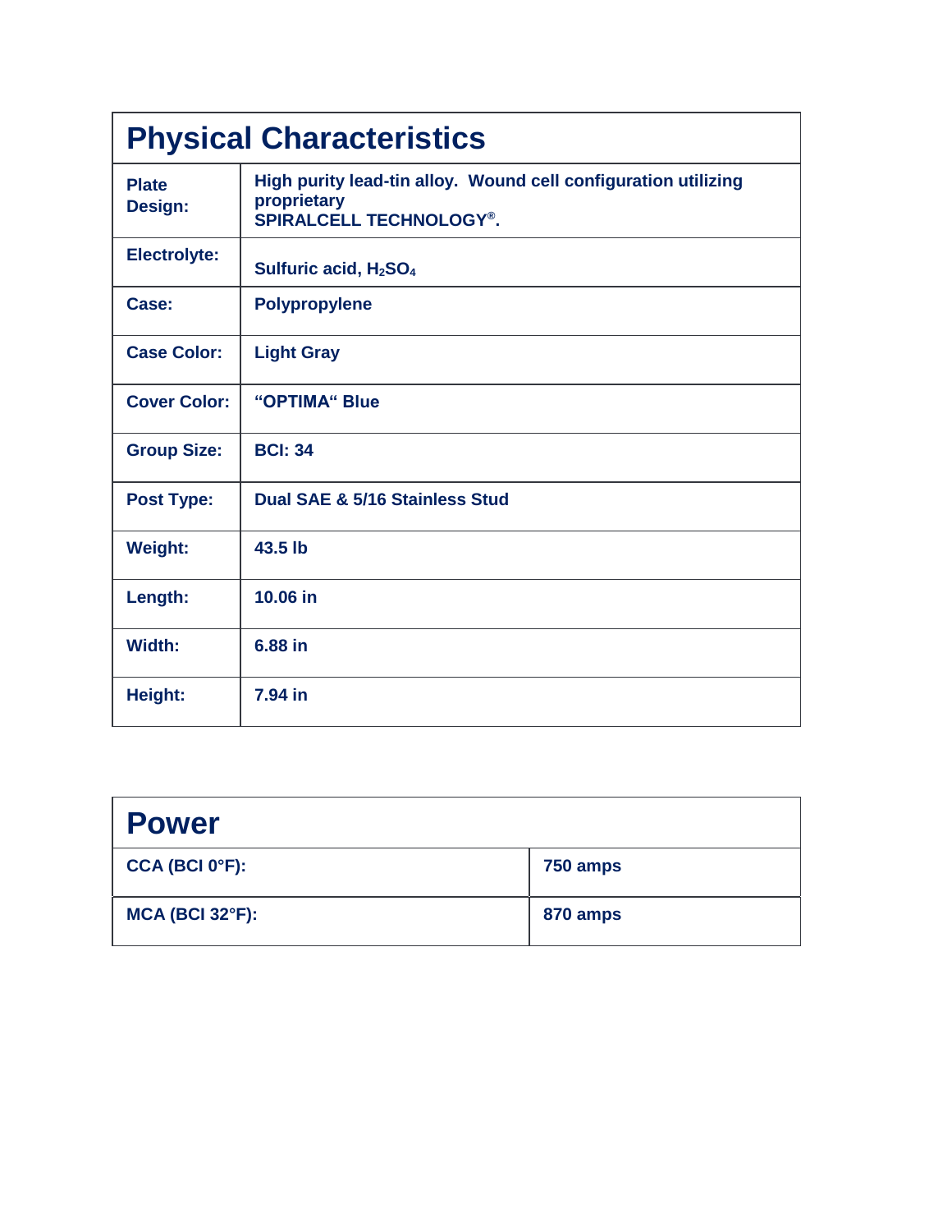## Physical Characteristics

| | |
|---|---|
| **Plate Design:** | **High purity lead-tin alloy. Wound cell configuration utilizing proprietary SPIRALCELL TECHNOLOGY®.** |
| **Electrolyte:** | **Sulfuric acid, $H_2SO_4$** |
| **Case:** | **Polypropylene** |
| **Case Color:** | **Light Gray** |
| **Cover Color:** | **"OPTIMA" Blue** |
| **Group Size:** | **BCI: 34** |
| **Post Type:** | **Dual SAE & 5/16 Stainless Stud** |
| **Weight:** | **43.5 lb** |
| **Length:** | **10.06 in** |
| **Width:** | **6.88 in** |
| **Height:** | **7.94 in** |

## Power

| | |
|---|---|
| **CCA (BCI 0°F):** | **750 amps** |
| **MCA (BCI 32°F):** | **870 amps** |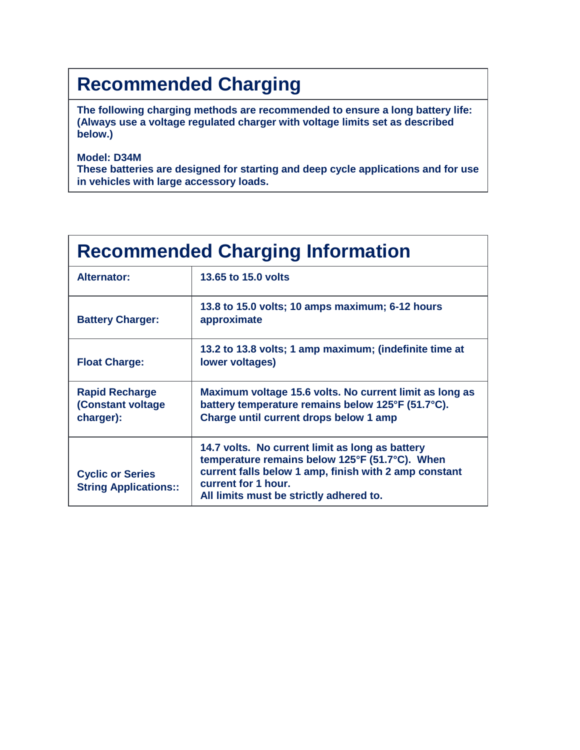## Recommended Charging

**The following charging methods are recommended to ensure a long battery life: (Always use a voltage regulated charger with voltage limits set as described below.)**

**Model: D34M**
**These batteries are designed for starting and deep cycle applications and for use in vehicles with large accessory loads.**

## Recommended Charging Information

| | |
|---|---|
| **Alternator:** | **13.65 to 15.0 volts** |
| **Battery Charger:** | **13.8 to 15.0 volts; 10 amps maximum; 6-12 hours approximate** |
| **Float Charge:** | **13.2 to 13.8 volts; 1 amp maximum; (indefinite time at lower voltages)** |
| **Rapid Recharge (Constant voltage charger):** | **Maximum voltage 15.6 volts. No current limit as long as battery temperature remains below 125°F (51.7°C). Charge until current drops below 1 amp** |
| **Cyclic or Series String Applications::** | **14.7 volts. No current limit as long as battery temperature remains below 125°F (51.7°C). When current falls below 1 amp, finish with 2 amp constant current for 1 hour. All limits must be strictly adhered to.** |